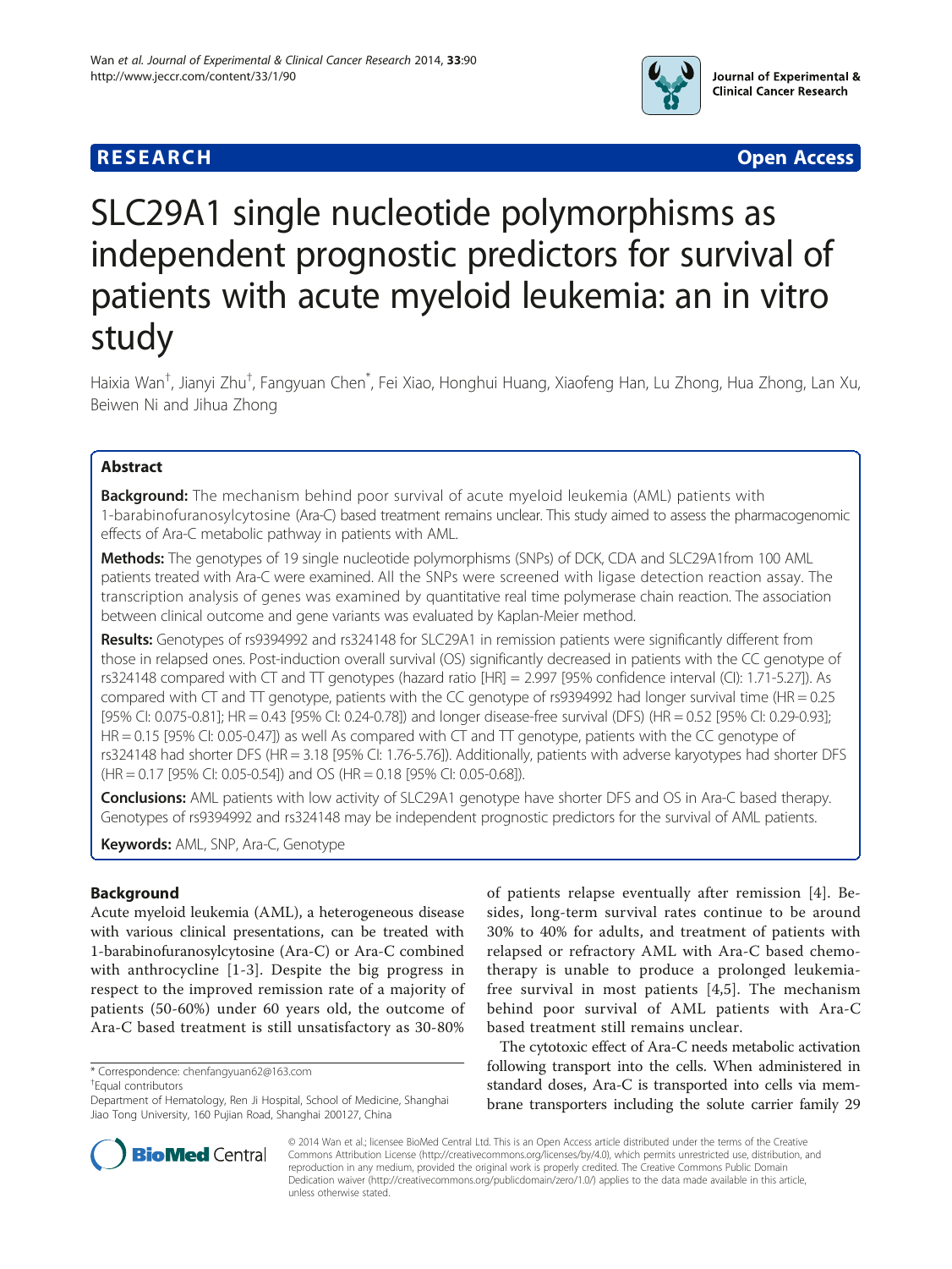# RESEARCH Open Access

# SLC29A1 single nucleotide polymorphisms as independent prognostic predictors for survival of patients with acute myeloid leukemia: an in vitro study

Haixia Wan[†], Jianyi Zhu[†], Fangyuan Chen[*], Fei Xiao, Honghui Huang, Xiaofeng Han, Lu Zhong, Hua Zhong, Lan Xu, Beiwen Ni and Jihua Zhong

## Abstract

**Background:** The mechanism behind poor survival of acute myeloid leukemia (AML) patients with 1-barabinofuranosylcytosine (Ara-C) based treatment remains unclear. This study aimed to assess the pharmacogenomic effects of Ara-C metabolic pathway in patients with AML.

**Methods:** The genotypes of 19 single nucleotide polymorphisms (SNPs) of DCK, CDA and SLC29A1from 100 AML patients treated with Ara-C were examined. All the SNPs were screened with ligase detection reaction assay. The transcription analysis of genes was examined by quantitative real time polymerase chain reaction. The association between clinical outcome and gene variants was evaluated by Kaplan-Meier method.

**Results:** Genotypes of rs9394992 and rs324148 for SLC29A1 in remission patients were significantly different from those in relapsed ones. Post-induction overall survival (OS) significantly decreased in patients with the CC genotype of rs324148 compared with CT and TT genotypes (hazard ratio [HR] = 2.997 [95% confidence interval (CI): 1.71-5.27]). As compared with CT and TT genotype, patients with the CC genotype of rs9394992 had longer survival time (HR = 0.25 [95% CI: 0.075-0.81]; HR = 0.43 [95% CI: 0.24-0.78]) and longer disease-free survival (DFS) (HR = 0.52 [95% CI: 0.29-0.93]; HR = 0.15 [95% CI: 0.05-0.47]) as well As compared with CT and TT genotype, patients with the CC genotype of rs324148 had shorter DFS (HR = 3.18 [95% CI: 1.76-5.76]). Additionally, patients with adverse karyotypes had shorter DFS (HR = 0.17 [95% CI: 0.05-0.54]) and OS (HR = 0.18 [95% CI: 0.05-0.68]).

**Conclusions:** AML patients with low activity of SLC29A1 genotype have shorter DFS and OS in Ara-C based therapy. Genotypes of rs9394992 and rs324148 may be independent prognostic predictors for the survival of AML patients.

**Keywords:** AML, SNP, Ara-C, Genotype

## Background

Acute myeloid leukemia (AML), a heterogeneous disease with various clinical presentations, can be treated with 1-barabinofuranosylcytosine (Ara-C) or Ara-C combined with anthrocycline [1-3]. Despite the big progress in respect to the improved remission rate of a majority of patients (50-60%) under 60 years old, the outcome of Ara-C based treatment is still unsatisfactory as 30-80% of patients relapse eventually after remission [4]. Besides, long-term survival rates continue to be around 30% to 40% for adults, and treatment of patients with relapsed or refractory AML with Ara-C based chemotherapy is unable to produce a prolonged leukemia-free survival in most patients [4,5]. The mechanism behind poor survival of AML patients with Ara-C based treatment still remains unclear.

The cytotoxic effect of Ara-C needs metabolic activation following transport into the cells. When administered in standard doses, Ara-C is transported into cells via membrane transporters including the solute carrier family 29

\* Correspondence: chenfangyuan62@163.com
†Equal contributors
Department of Hematology, Ren Ji Hospital, School of Medicine, Shanghai Jiao Tong University, 160 Pujian Road, Shanghai 200127, China

© 2014 Wan et al.; licensee BioMed Central Ltd. This is an Open Access article distributed under the terms of the Creative Commons Attribution License (http://creativecommons.org/licenses/by/4.0), which permits unrestricted use, distribution, and reproduction in any medium, provided the original work is properly credited. The Creative Commons Public Domain Dedication waiver (http://creativecommons.org/publicdomain/zero/1.0/) applies to the data made available in this article, unless otherwise stated.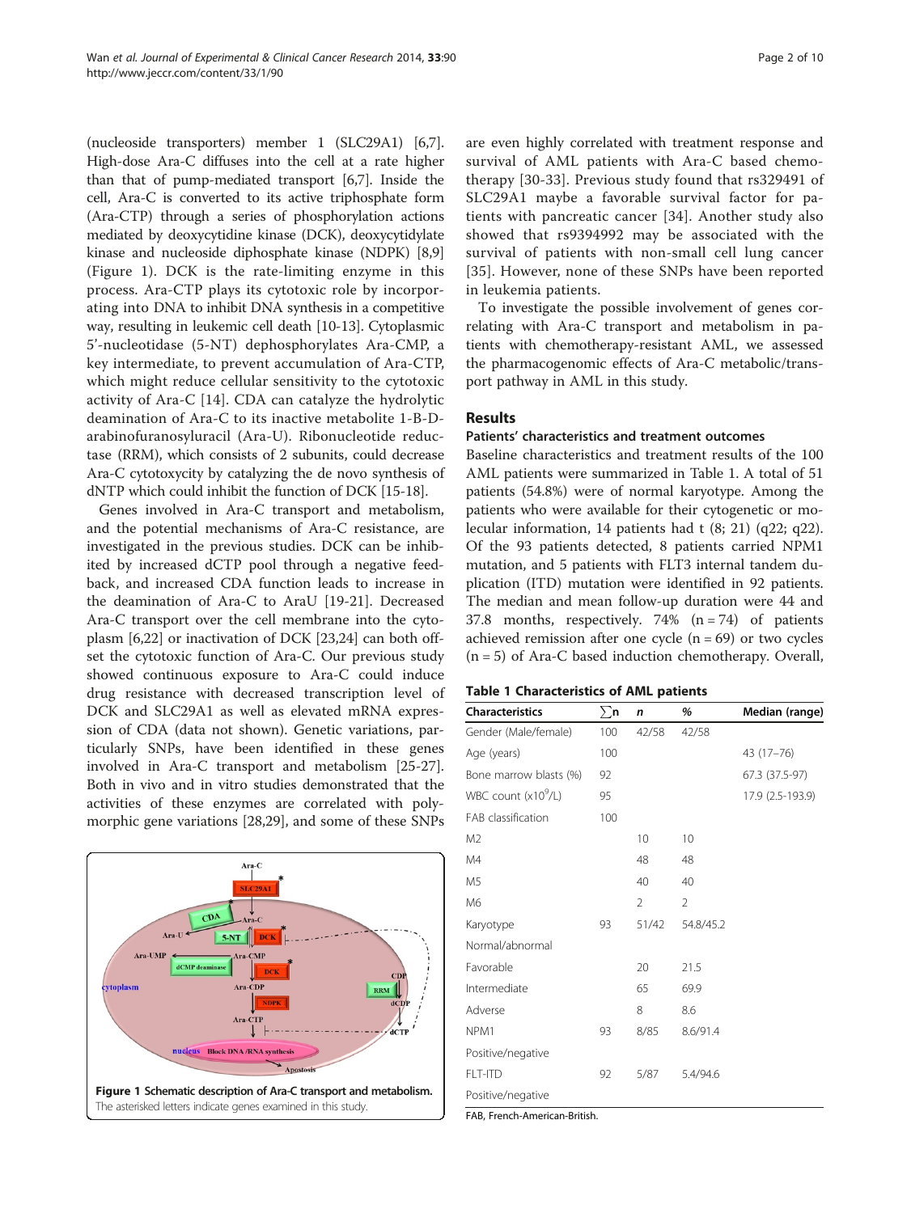(nucleoside transporters) member 1 (SLC29A1) [6,7]. High-dose Ara-C diffuses into the cell at a rate higher than that of pump-mediated transport [6,7]. Inside the cell, Ara-C is converted to its active triphosphate form (Ara-CTP) through a series of phosphorylation actions mediated by deoxycytidine kinase (DCK), deoxycytidylate kinase and nucleoside diphosphate kinase (NDPK) [8,9] (Figure 1). DCK is the rate-limiting enzyme in this process. Ara-CTP plays its cytotoxic role by incorporating into DNA to inhibit DNA synthesis in a competitive way, resulting in leukemic cell death [10-13]. Cytoplasmic 5'-nucleotidase (5-NT) dephosphorylates Ara-CMP, a key intermediate, to prevent accumulation of Ara-CTP, which might reduce cellular sensitivity to the cytotoxic activity of Ara-C [14]. CDA can catalyze the hydrolytic deamination of Ara-C to its inactive metabolite 1-B-D-arabinofuranosyluracil (Ara-U). Ribonucleotide reductase (RRM), which consists of 2 subunits, could decrease Ara-C cytotoxycity by catalyzing the de novo synthesis of dNTP which could inhibit the function of DCK [15-18].

Genes involved in Ara-C transport and metabolism, and the potential mechanisms of Ara-C resistance, are investigated in the previous studies. DCK can be inhibited by increased dCTP pool through a negative feedback, and increased CDA function leads to increase in the deamination of Ara-C to AraU [19-21]. Decreased Ara-C transport over the cell membrane into the cytoplasm [6,22] or inactivation of DCK [23,24] can both offset the cytotoxic function of Ara-C. Our previous study showed continuous exposure to Ara-C could induce drug resistance with decreased transcription level of DCK and SLC29A1 as well as elevated mRNA expression of CDA (data not shown). Genetic variations, particularly SNPs, have been identified in these genes involved in Ara-C transport and metabolism [25-27]. Both in vivo and in vitro studies demonstrated that the activities of these enzymes are correlated with polymorphic gene variations [28,29], and some of these SNPs are even highly correlated with treatment response and survival of AML patients with Ara-C based chemotherapy [30-33]. Previous study found that rs329491 of SLC29A1 maybe a favorable survival factor for patients with pancreatic cancer [34]. Another study also showed that rs9394992 may be associated with the survival of patients with non-small cell lung cancer [35]. However, none of these SNPs have been reported in leukemia patients.

To investigate the possible involvement of genes correlating with Ara-C transport and metabolism in patients with chemotherapy-resistant AML, we assessed the pharmacogenomic effects of Ara-C metabolic/transport pathway in AML in this study.

**Figure 1 Schematic description of Ara-C transport and metabolism.** The asterisked letters indicate genes examined in this study.

## Results

### Patients' characteristics and treatment outcomes

Baseline characteristics and treatment results of the 100 AML patients were summarized in Table 1. A total of 51 patients (54.8%) were of normal karyotype. Among the patients who were available for their cytogenetic or molecular information, 14 patients had t (8; 21) (q22; q22). Of the 93 patients detected, 8 patients carried NPM1 mutation, and 5 patients with FLT3 internal tandem duplication (ITD) mutation were identified in 92 patients. The median and mean follow-up duration were 44 and 37.8 months, respectively. 74% (n = 74) of patients achieved remission after one cycle (n = 69) or two cycles (n = 5) of Ara-C based induction chemotherapy. Overall,

**Table 1 Characteristics of AML patients**

| Characteristics | ∑n | *n* | % | Median (range) |
|---|---|---|---|---|
| Gender (Male/female) | 100 | 42/58 | 42/58 | |
| Age (years) | 100 | | | 43 (17–76) |
| Bone marrow blasts (%) | 92 | | | 67.3 (37.5-97) |
| WBC count ($x10^9$/L) | 95 | | | 17.9 (2.5-193.9) |
| FAB classification | 100 | | | |
| M2 | | 10 | 10 | |
| M4 | | 48 | 48 | |
| M5 | | 40 | 40 | |
| M6 | | 2 | 2 | |
| Karyotype | 93 | 51/42 | 54.8/45.2 | |
| Normal/abnormal | | | | |
| Favorable | | 20 | 21.5 | |
| Intermediate | | 65 | 69.9 | |
| Adverse | | 8 | 8.6 | |
| NPM1 | 93 | 8/85 | 8.6/91.4 | |
| Positive/negative | | | | |
| FLT-ITD | 92 | 5/87 | 5.4/94.6 | |
| Positive/negative | | | | |

FAB, French-American-British.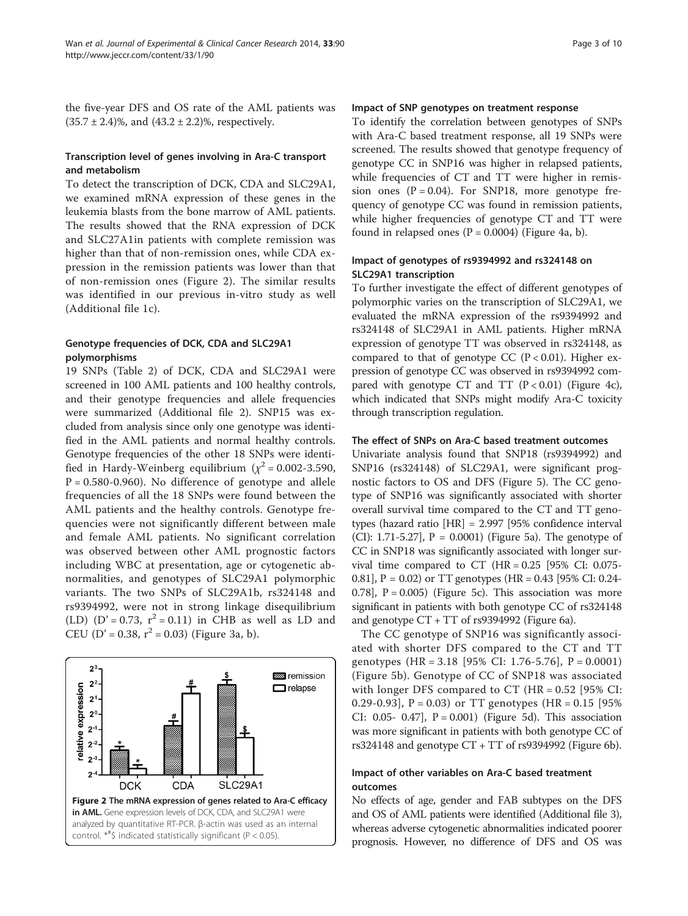the five-year DFS and OS rate of the AML patients was (35.7 ± 2.4)%, and (43.2 ± 2.2)%, respectively.

### Transcription level of genes involving in Ara-C transport and metabolism

To detect the transcription of DCK, CDA and SLC29A1, we examined mRNA expression of these genes in the leukemia blasts from the bone marrow of AML patients. The results showed that the RNA expression of DCK and SLC27A1in patients with complete remission was higher than that of non-remission ones, while CDA expression in the remission patients was lower than that of non-remission ones (Figure 2). The similar results was identified in our previous in-vitro study as well (Additional file 1c).

### Genotype frequencies of DCK, CDA and SLC29A1 polymorphisms

19 SNPs (Table 2) of DCK, CDA and SLC29A1 were screened in 100 AML patients and 100 healthy controls, and their genotype frequencies and allele frequencies were summarized (Additional file 2). SNP15 was excluded from analysis since only one genotype was identified in the AML patients and normal healthy controls. Genotype frequencies of the other 18 SNPs were identified in Hardy-Weinberg equilibrium ($\chi^2$ = 0.002-3.590, P = 0.580-0.960). No difference of genotype and allele frequencies of all the 18 SNPs were found between the AML patients and the healthy controls. Genotype frequencies were not significantly different between male and female AML patients. No significant correlation was observed between other AML prognostic factors including WBC at presentation, age or cytogenetic abnormalities, and genotypes of SLC29A1 polymorphic variants. The two SNPs of SLC29A1b, rs324148 and rs9394992, were not in strong linkage disequilibrium (LD) (D' = 0.73, $r^2$ = 0.11) in CHB as well as LD and CEU (D' = 0.38, $r^2$ = 0.03) (Figure 3a, b).

**Figure 2 The mRNA expression of genes related to Ara-C efficacy in AML.** Gene expression levels of DCK, CDA, and SLC29A1 were analyzed by quantitative RT-PCR. β-actin was used as an internal control. *#$ indicated statistically significant (P < 0.05).

### Impact of SNP genotypes on treatment response

To identify the correlation between genotypes of SNPs with Ara-C based treatment response, all 19 SNPs were screened. The results showed that genotype frequency of genotype CC in SNP16 was higher in relapsed patients, while frequencies of CT and TT were higher in remission ones (P = 0.04). For SNP18, more genotype frequency of genotype CC was found in remission patients, while higher frequencies of genotype CT and TT were found in relapsed ones (P = 0.0004) (Figure 4a, b).

### Impact of genotypes of rs9394992 and rs324148 on SLC29A1 transcription

To further investigate the effect of different genotypes of polymorphic varies on the transcription of SLC29A1, we evaluated the mRNA expression of the rs9394992 and rs324148 of SLC29A1 in AML patients. Higher mRNA expression of genotype TT was observed in rs324148, as compared to that of genotype CC (P < 0.01). Higher expression of genotype CC was observed in rs9394992 compared with genotype CT and TT (P < 0.01) (Figure 4c), which indicated that SNPs might modify Ara-C toxicity through transcription regulation.

### The effect of SNPs on Ara-C based treatment outcomes

Univariate analysis found that SNP18 (rs9394992) and SNP16 (rs324148) of SLC29A1, were significant prognostic factors to OS and DFS (Figure 5). The CC genotype of SNP16 was significantly associated with shorter overall survival time compared to the CT and TT genotypes (hazard ratio [HR] = 2.997 [95% confidence interval (CI): 1.71-5.27], P = 0.0001) (Figure 5a). The genotype of CC in SNP18 was significantly associated with longer survival time compared to CT (HR = 0.25 [95% CI: 0.075-0.81], P = 0.02) or TT genotypes (HR = 0.43 [95% CI: 0.24-0.78], P = 0.005) (Figure 5c). This association was more significant in patients with both genotype CC of rs324148 and genotype CT + TT of rs9394992 (Figure 6a).

The CC genotype of SNP16 was significantly associated with shorter DFS compared to the CT and TT genotypes (HR = 3.18 [95% CI: 1.76-5.76], P = 0.0001) (Figure 5b). Genotype of CC of SNP18 was associated with longer DFS compared to CT (HR = 0.52 [95% CI: 0.29-0.93], P = 0.03) or TT genotypes (HR = 0.15 [95% CI: 0.05- 0.47], P = 0.001) (Figure 5d). This association was more significant in patients with both genotype CC of rs324148 and genotype CT + TT of rs9394992 (Figure 6b).

### Impact of other variables on Ara-C based treatment outcomes

No effects of age, gender and FAB subtypes on the DFS and OS of AML patients were identified (Additional file 3), whereas adverse cytogenetic abnormalities indicated poorer prognosis. However, no difference of DFS and OS was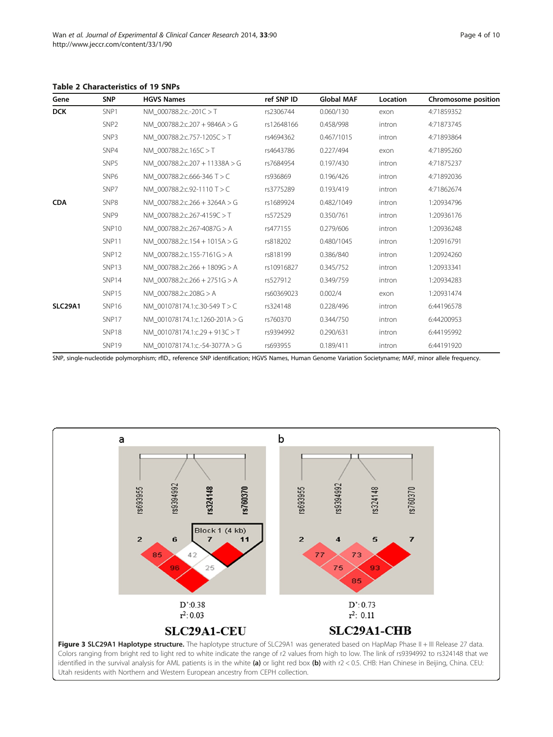**Table 2 Characteristics of 19 SNPs**

| Gene | SNP | HGVS Names | ref SNP ID | Global MAF | Location | Chromosome position |
|---|---|---|---|---|---|---|
| **DCK** | SNP1 | NM_000788.2:c.-201C > T | rs2306744 | 0.060/130 | exon | 4:71859352 |
| | SNP2 | NM_000788.2:c.207 + 9846A > G | rs12648166 | 0.458/998 | intron | 4:71873745 |
| | SNP3 | NM_000788.2:c.757-1205C > T | rs4694362 | 0.467/1015 | intron | 4:71893864 |
| | SNP4 | NM_000788.2:c.165C > T | rs4643786 | 0.227/494 | exon | 4:71895260 |
| | SNP5 | NM_000788.2:c.207 + 11338A > G | rs7684954 | 0.197/430 | intron | 4:71875237 |
| | SNP6 | NM_000788.2:c.666-346 T > C | rs936869 | 0.196/426 | intron | 4:71892036 |
| | SNP7 | NM_000788.2:c.92-1110 T > C | rs3775289 | 0.193/419 | intron | 4:71862674 |
| **CDA** | SNP8 | NM_000788.2:c.266 + 3264A > G | rs1689924 | 0.482/1049 | intron | 1:20934796 |
| | SNP9 | NM_000788.2:c.267-4159C > T | rs572529 | 0.350/761 | intron | 1:20936176 |
| | SNP10 | NM_000788.2:c.267-4087G > A | rs477155 | 0.279/606 | intron | 1:20936248 |
| | SNP11 | NM_000788.2:c.154 + 1015A > G | rs818202 | 0.480/1045 | intron | 1:20916791 |
| | SNP12 | NM_000788.2:c.155-7161G > A | rs818199 | 0.386/840 | intron | 1:20924260 |
| | SNP13 | NM_000788.2:c.266 + 1809G > A | rs10916827 | 0.345/752 | intron | 1:20933341 |
| | SNP14 | NM_000788.2:c.266 + 2751G > A | rs527912 | 0.349/759 | intron | 1:20934283 |
| | SNP15 | NM_000788.2:c.208G > A | rs60369023 | 0.002/4 | exon | 1:20931474 |
| **SLC29A1** | SNP16 | NM_001078174.1:c.30-549 T > C | rs324148 | 0.228/496 | intron | 6:44196578 |
| | SNP17 | NM_001078174.1:c.1260-201A > G | rs760370 | 0.344/750 | intron | 6:44200953 |
| | SNP18 | NM_001078174.1:c.29 + 913C > T | rs9394992 | 0.290/631 | intron | 6:44195992 |
| | SNP19 | NM_001078174.1:c.-54-3077A > G | rs693955 | 0.189/411 | intron | 6:44191920 |

SNP, single-nucleotide polymorphism; rfID., reference SNP identification; HGVS Names, Human Genome Variation Societyname; MAF, minor allele frequency.

**Figure 3 SLC29A1 Haplotype structure.** The haplotype structure of SLC29A1 was generated based on HapMap Phase II + III Release 27 data. Colors ranging from bright red to light red to white indicate the range of r2 values from high to low. The link of rs9394992 to rs324148 that we identified in the survival analysis for AML patients is in the white **(a)** or light red box **(b)** with r2 < 0.5. CHB: Han Chinese in Beijing, China. CEU: Utah residents with Northern and Western European ancestry from CEPH collection.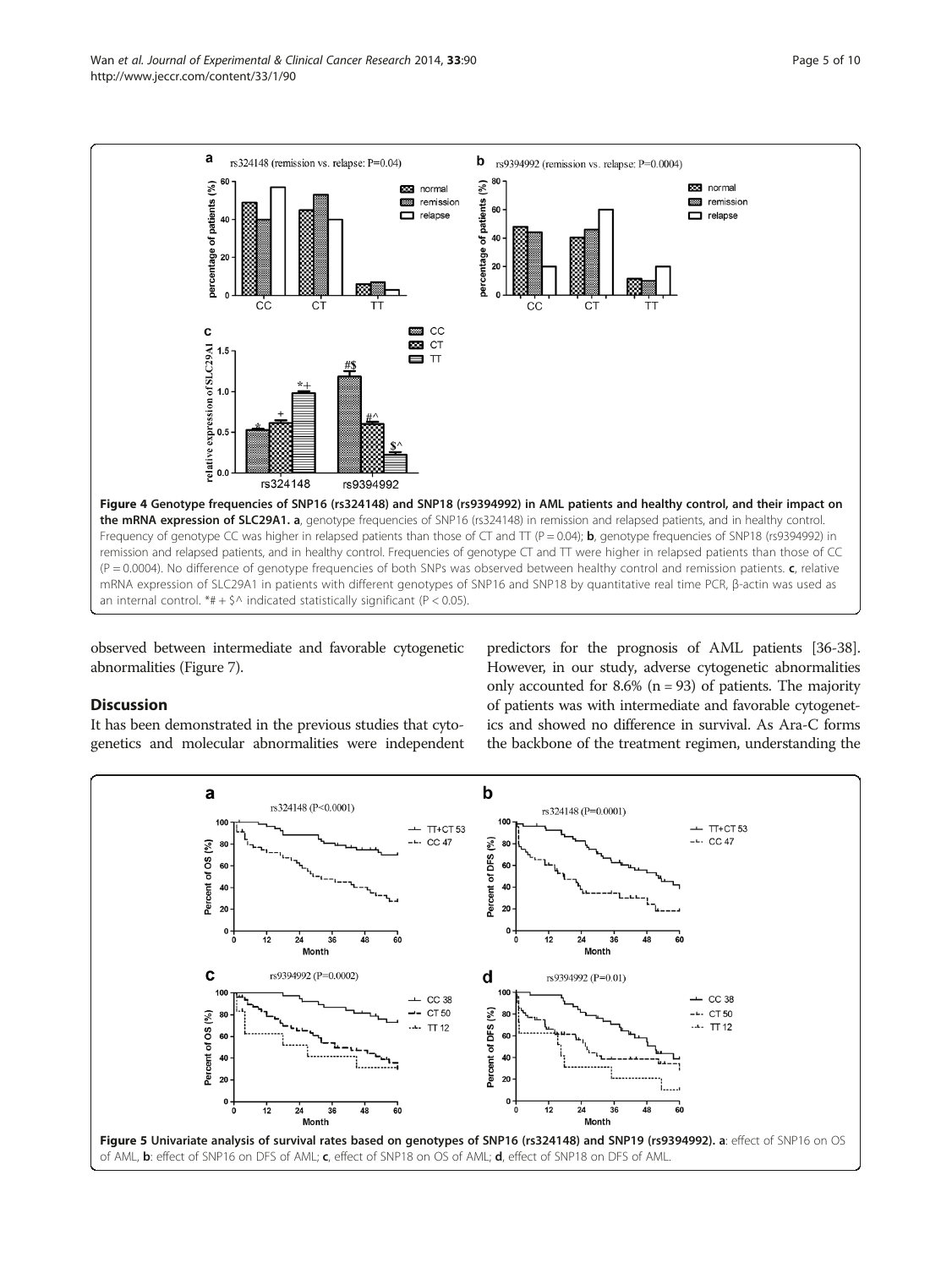**Figure 4 Genotype frequencies of SNP16 (rs324148) and SNP18 (rs9394992) in AML patients and healthy control, and their impact on the mRNA expression of SLC29A1. a**, genotype frequencies of SNP16 (rs324148) in remission and relapsed patients, and in healthy control. Frequency of genotype CC was higher in relapsed patients than those of CT and TT (P = 0.04); **b**, genotype frequencies of SNP18 (rs9394992) in remission and relapsed patients, and in healthy control. Frequencies of genotype CT and TT were higher in relapsed patients than those of CC (P = 0.0004). No difference of genotype frequencies of both SNPs was observed between healthy control and remission patients. **c**, relative mRNA expression of SLC29A1 in patients with different genotypes of SNP16 and SNP18 by quantitative real time PCR, β-actin was used as an internal control. *# + $^ indicated statistically significant (P < 0.05).

observed between intermediate and favorable cytogenetic abnormalities (Figure 7).

## Discussion

It has been demonstrated in the previous studies that cytogenetics and molecular abnormalities were independent predictors for the prognosis of AML patients [36-38]. However, in our study, adverse cytogenetic abnormalities only accounted for 8.6% (n = 93) of patients. The majority of patients was with intermediate and favorable cytogenetics and showed no difference in survival. As Ara-C forms the backbone of the treatment regimen, understanding the

**Figure 5 Univariate analysis of survival rates based on genotypes of SNP16 (rs324148) and SNP19 (rs9394992). a**: effect of SNP16 on OS of AML, **b**: effect of SNP16 on DFS of AML; **c**, effect of SNP18 on OS of AML; **d**, effect of SNP18 on DFS of AML.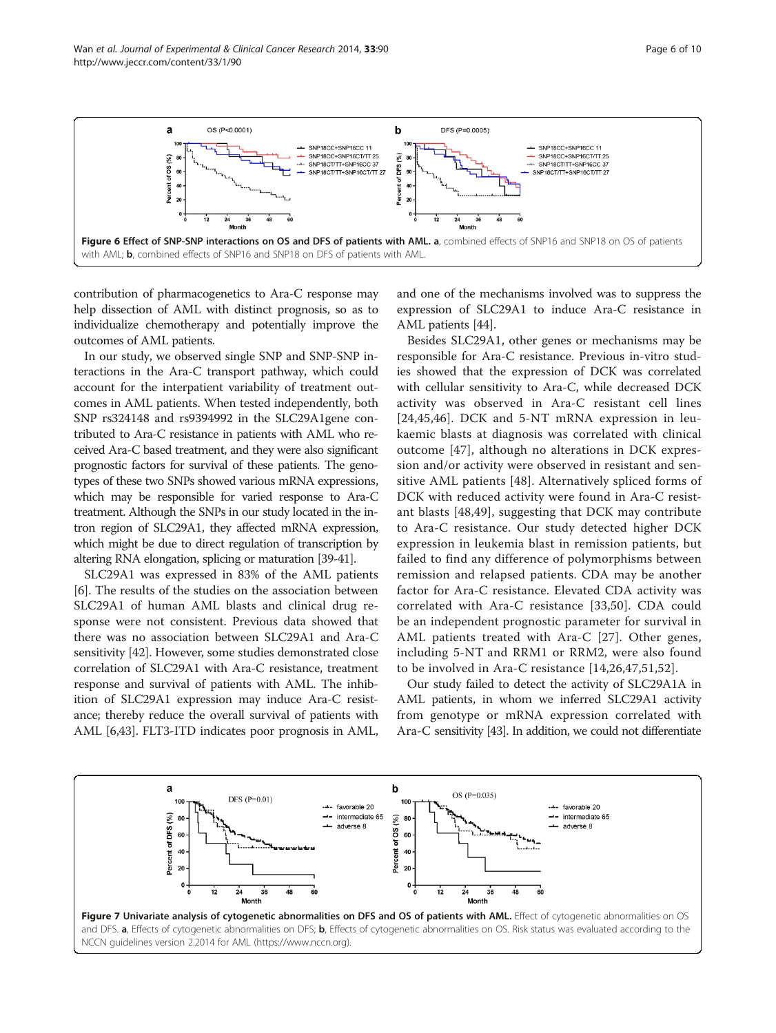Figure 6 Effect of SNP-SNP interactions on OS and DFS of patients with AML. a, combined effects of SNP16 and SNP18 on OS of patients with AML; b, combined effects of SNP16 and SNP18 on DFS of patients with AML.

contribution of pharmacogenetics to Ara-C response may help dissection of AML with distinct prognosis, so as to individualize chemotherapy and potentially improve the outcomes of AML patients.

In our study, we observed single SNP and SNP-SNP interactions in the Ara-C transport pathway, which could account for the interpatient variability of treatment outcomes in AML patients. When tested independently, both SNP rs324148 and rs9394992 in the SLC29A1gene contributed to Ara-C resistance in patients with AML who received Ara-C based treatment, and they were also significant prognostic factors for survival of these patients. The genotypes of these two SNPs showed various mRNA expressions, which may be responsible for varied response to Ara-C treatment. Although the SNPs in our study located in the intron region of SLC29A1, they affected mRNA expression, which might be due to direct regulation of transcription by altering RNA elongation, splicing or maturation [39-41].

SLC29A1 was expressed in 83% of the AML patients [6]. The results of the studies on the association between SLC29A1 of human AML blasts and clinical drug response were not consistent. Previous data showed that there was no association between SLC29A1 and Ara-C sensitivity [42]. However, some studies demonstrated close correlation of SLC29A1 with Ara-C resistance, treatment response and survival of patients with AML. The inhibition of SLC29A1 expression may induce Ara-C resistance; thereby reduce the overall survival of patients with AML [6,43]. FLT3-ITD indicates poor prognosis in AML, and one of the mechanisms involved was to suppress the expression of SLC29A1 to induce Ara-C resistance in AML patients [44].

Besides SLC29A1, other genes or mechanisms may be responsible for Ara-C resistance. Previous in-vitro studies showed that the expression of DCK was correlated with cellular sensitivity to Ara-C, while decreased DCK activity was observed in Ara-C resistant cell lines [24,45,46]. DCK and 5-NT mRNA expression in leukaemic blasts at diagnosis was correlated with clinical outcome [47], although no alterations in DCK expression and/or activity were observed in resistant and sensitive AML patients [48]. Alternatively spliced forms of DCK with reduced activity were found in Ara-C resistant blasts [48,49], suggesting that DCK may contribute to Ara-C resistance. Our study detected higher DCK expression in leukemia blast in remission patients, but failed to find any difference of polymorphisms between remission and relapsed patients. CDA may be another factor for Ara-C resistance. Elevated CDA activity was correlated with Ara-C resistance [33,50]. CDA could be an independent prognostic parameter for survival in AML patients treated with Ara-C [27]. Other genes, including 5-NT and RRM1 or RRM2, were also found to be involved in Ara-C resistance [14,26,47,51,52].

Our study failed to detect the activity of SLC29A1A in AML patients, in whom we inferred SLC29A1 activity from genotype or mRNA expression correlated with Ara-C sensitivity [43]. In addition, we could not differentiate

Figure 7 Univariate analysis of cytogenetic abnormalities on DFS and OS of patients with AML. Effect of cytogenetic abnormalities on OS and DFS. a, Effects of cytogenetic abnormalities on DFS; b, Effects of cytogenetic abnormalities on OS. Risk status was evaluated according to the NCCN guidelines version 2.2014 for AML (https://www.nccn.org).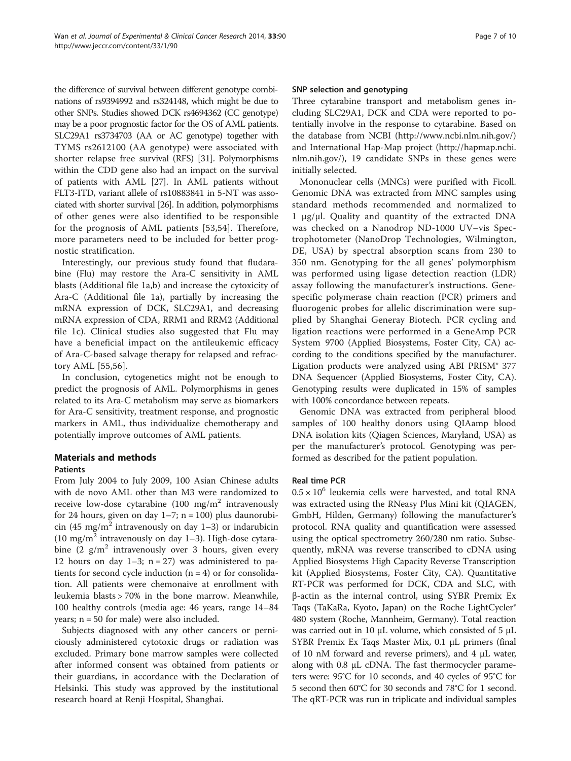the difference of survival between different genotype combinations of rs9394992 and rs324148, which might be due to other SNPs. Studies showed DCK rs4694362 (CC genotype) may be a poor prognostic factor for the OS of AML patients. SLC29A1 rs3734703 (AA or AC genotype) together with TYMS rs2612100 (AA genotype) were associated with shorter relapse free survival (RFS) [31]. Polymorphisms within the CDD gene also had an impact on the survival of patients with AML [27]. In AML patients without FLT3-ITD, variant allele of rs10883841 in 5-NT was associated with shorter survival [26]. In addition, polymorphisms of other genes were also identified to be responsible for the prognosis of AML patients [53,54]. Therefore, more parameters need to be included for better prognostic stratification.

Interestingly, our previous study found that fludarabine (Flu) may restore the Ara-C sensitivity in AML blasts (Additional file 1a,b) and increase the cytoxicity of Ara-C (Additional file 1a), partially by increasing the mRNA expression of DCK, SLC29A1, and decreasing mRNA expression of CDA, RRM1 and RRM2 (Additional file 1c). Clinical studies also suggested that Flu may have a beneficial impact on the antileukemic efficacy of Ara-C-based salvage therapy for relapsed and refractory AML [55,56].

In conclusion, cytogenetics might not be enough to predict the prognosis of AML. Polymorphisms in genes related to its Ara-C metabolism may serve as biomarkers for Ara-C sensitivity, treatment response, and prognostic markers in AML, thus individualize chemotherapy and potentially improve outcomes of AML patients.

## Materials and methods

### Patients

From July 2004 to July 2009, 100 Asian Chinese adults with de novo AML other than M3 were randomized to receive low-dose cytarabine (100 mg/m$^2$ intravenously for 24 hours, given on day 1–7; n = 100) plus daunorubicin (45 mg/m$^2$ intravenously on day 1–3) or indarubicin (10 mg/m$^2$ intravenously on day 1–3). High-dose cytarabine (2 g/m$^2$ intravenously over 3 hours, given every 12 hours on day 1–3; n = 27) was administered to patients for second cycle induction (n = 4) or for consolidation. All patients were chemonaive at enrollment with leukemia blasts > 70% in the bone marrow. Meanwhile, 100 healthy controls (media age: 46 years, range 14–84 years; n = 50 for male) were also included.

Subjects diagnosed with any other cancers or perniciously administered cytotoxic drugs or radiation was excluded. Primary bone marrow samples were collected after informed consent was obtained from patients or their guardians, in accordance with the Declaration of Helsinki. This study was approved by the institutional research board at Renji Hospital, Shanghai.

### SNP selection and genotyping

Three cytarabine transport and metabolism genes including SLC29A1, DCK and CDA were reported to potentially involve in the response to cytarabine. Based on the database from NCBI (http://www.ncbi.nlm.nih.gov/) and International Hap-Map project (http://hapmap.ncbi.nlm.nih.gov/), 19 candidate SNPs in these genes were initially selected.

Mononuclear cells (MNCs) were purified with Ficoll. Genomic DNA was extracted from MNC samples using standard methods recommended and normalized to 1 μg/μl. Quality and quantity of the extracted DNA was checked on a Nanodrop ND-1000 UV–vis Spectrophotometer (NanoDrop Technologies, Wilmington, DE, USA) by spectral absorption scans from 230 to 350 nm. Genotyping for the all genes' polymorphism was performed using ligase detection reaction (LDR) assay following the manufacturer's instructions. Gene-specific polymerase chain reaction (PCR) primers and fluorogenic probes for allelic discrimination were supplied by Shanghai Generay Biotech. PCR cycling and ligation reactions were performed in a GeneAmp PCR System 9700 (Applied Biosystems, Foster City, CA) according to the conditions specified by the manufacturer. Ligation products were analyzed using ABI PRISM® 377 DNA Sequencer (Applied Biosystems, Foster City, CA). Genotyping results were duplicated in 15% of samples with 100% concordance between repeats.

Genomic DNA was extracted from peripheral blood samples of 100 healthy donors using QIAamp blood DNA isolation kits (Qiagen Sciences, Maryland, USA) as per the manufacturer's protocol. Genotyping was performed as described for the patient population.

### Real time PCR

$0.5 \times 10^6$ leukemia cells were harvested, and total RNA was extracted using the RNeasy Plus Mini kit (QIAGEN, GmbH, Hilden, Germany) following the manufacturer's protocol. RNA quality and quantification were assessed using the optical spectrometry 260/280 nm ratio. Subsequently, mRNA was reverse transcribed to cDNA using Applied Biosystems High Capacity Reverse Transcription kit (Applied Biosystems, Foster City, CA). Quantitative RT-PCR was performed for DCK, CDA and SLC, with β-actin as the internal control, using SYBR Premix Ex Taqs (TaKaRa, Kyoto, Japan) on the Roche LightCycler® 480 system (Roche, Mannheim, Germany). Total reaction was carried out in 10 μL volume, which consisted of 5 μL SYBR Premix Ex Taqs Master Mix, 0.1 μL primers (final of 10 nM forward and reverse primers), and 4 μL water, along with 0.8 μL cDNA. The fast thermocycler parameters were: 95°C for 10 seconds, and 40 cycles of 95°C for 5 second then 60°C for 30 seconds and 78°C for 1 second. The qRT-PCR was run in triplicate and individual samples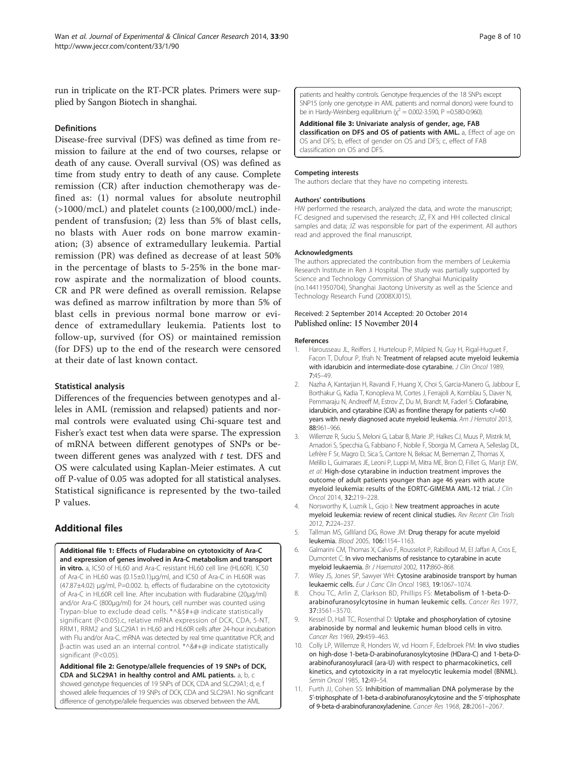run in triplicate on the RT-PCR plates. Primers were supplied by Sangon Biotech in shanghai.

### Definitions

Disease-free survival (DFS) was defined as time from remission to failure at the end of two courses, relapse or death of any cause. Overall survival (OS) was defined as time from study entry to death of any cause. Complete remission (CR) after induction chemotherapy was defined as: (1) normal values for absolute neutrophil (>1000/mcL) and platelet counts (≥100,000/mcL) independent of transfusion; (2) less than 5% of blast cells, no blasts with Auer rods on bone marrow examination; (3) absence of extramedullary leukemia. Partial remission (PR) was defined as decrease of at least 50% in the percentage of blasts to 5-25% in the bone marrow aspirate and the normalization of blood counts. CR and PR were defined as overall remission. Relapse was defined as marrow infiltration by more than 5% of blast cells in previous normal bone marrow or evidence of extramedullary leukemia. Patients lost to follow-up, survived (for OS) or maintained remission (for DFS) up to the end of the research were censored at their date of last known contact.

### Statistical analysis

Differences of the frequencies between genotypes and alleles in AML (remission and relapsed) patients and normal controls were evaluated using Chi-square test and Fisher's exact test when data were sparse. The expression of mRNA between different genotypes of SNPs or between different genes was analyzed with *t* test. DFS and OS were calculated using Kaplan-Meier estimates. A cut off P-value of 0.05 was adopted for all statistical analyses. Statistical significance is represented by the two-tailed P values.

## Additional files

**Additional file 1: Effects of Fludarabine on cytotoxicity of Ara-C and expression of genes involved in Ara-C metabolism and transport in vitro.** a, IC50 of HL60 and Ara-C resistant HL60 cell line (HL60R). IC50 of Ara-C in HL60 was (0.15±0.1)μg/ml, and IC50 of Ara-C in HL60R was (47.87±4.02) μg/ml, P=0.002. b, effects of fludarabine on the cytotoxicity of Ara-C in HL60R cell line. After incubation with fludarabine (20μg/ml) and/or Ara-C (800μg/ml) for 24 hours, cell number was counted using Trypan-blue to exclude dead cells. *^&$#+@ indicate statistically significant (P<0.05).c, relative mRNA expression of DCK, CDA, 5-NT, RRM1, RRM2 and SLC29A1 in HL60 and HL60R cells after 24-hour incubation with Flu and/or Ara-C. mRNA was detected by real time quantitative PCR, and β-actin was used an an internal control. *^&#+@ indicate statistically significant (P<0.05).

**Additional file 2: Genotype/allele frequencies of 19 SNPs of DCK, CDA and SLC29A1 in healthy control and AML patients.** a, b, c showed genotype frequencies of 19 SNPs of DCK, CDA and SLC29A1; d, e, f showed allele frequencies of 19 SNPs of DCK, CDA and SLC29A1. No significant difference of genotype/allele frequencies was observed between the AML patients and healthy controls. Genotype frequencies of the 18 SNPs except SNP15 (only one genotype in AML patients and normal donors) were found to be in Hardy-Weinberg equilibrium ($\chi^2$ = 0.002-3.590, P =0.580-0.960).

**Additional file 3: Univariate analysis of gender, age, FAB classification on DFS and OS of patients with AML.** a, Effect of age on OS and DFS; b, effect of gender on OS and DFS; c, effect of FAB classification on OS and DFS.

#### Competing interests

The authors declare that they have no competing interests.

#### Authors' contributions

HW performed the research, analyzed the data, and wrote the manuscript; FC designed and supervised the research; JZ, FX and HH collected clinical samples and data; JZ was responsible for part of the experiment. All authors read and approved the final manuscript.

#### Acknowledgments

The authors appreciated the contribution from the members of Leukemia Research Institute in Ren Ji Hospital. The study was partially supported by Science and Technology Commission of Shanghai Municipality (no.14411950704), Shanghai Jiaotong University as well as the Science and Technology Research Fund (2008XJ015).

Received: 2 September 2014 Accepted: 20 October 2014
Published online: 15 November 2014

#### References

1. Harousseau JL, Reiffers J, Hurteloup P, Milpied N, Guy H, Rigal-Huguet F, Facon T, Dufour P, Ifrah N: Treatment of relapsed acute myeloid leukemia with idarubicin and intermediate-dose cytarabine. *J Clin Oncol* 1989, 7:45–49.
2. Nazha A, Kantarjian H, Ravandi F, Huang X, Choi S, Garcia-Manero G, Jabbour E, Borthakur G, Kadia T, Konopleva M, Cortes J, Ferrajoli A, Kornblau S, Daver N, Pemmaraju N, Andreeff M, Estrov Z, Du M, Brandt M, Faderl S: Clofarabine, idarubicin, and cytarabine (CIA) as frontline therapy for patients </=60 years with newly diagnosed acute myeloid leukemia. *Am J Hematol* 2013, 88:961–966.
3. Willemze R, Suciu S, Meloni G, Labar B, Marie JP, Halkes CJ, Muus P, Mistrik M, Amadori S, Specchia G, Fabbiano F, Nobile F, Sborgia M, Camera A, Selleslag DL, Lefrère F Sr, Magro D, Sica S, Cantore N, Beksac M, Berneman Z, Thomas X, Melillo L, Guimaraes JE, Leoni P, Luppi M, Mitra ME, Bron D, Fillet G, Marijt EW, *et al*: High-dose cytarabine in induction treatment improves the outcome of adult patients younger than age 46 years with acute myeloid leukemia: results of the EORTC-GIMEMA AML-12 trial. *J Clin Oncol* 2014, 32:219–228.
4. Norsworthy K, Luznik L, Gojo I: New treatment approaches in acute myeloid leukemia: review of recent clinical studies. *Rev Recent Clin Trials* 2012, 7:224–237.
5. Tallman MS, Gilliland DG, Rowe JM: Drug therapy for acute myeloid leukemia. *Blood* 2005, 106:1154–1163.
6. Galmarini CM, Thomas X, Calvo F, Rousselot P, Rabilloud M, El Jaffari A, Cros E, Dumontet C: In vivo mechanisms of resistance to cytarabine in acute myeloid leukaemia. *Br J Haematol* 2002, 117:860–868.
7. Wiley JS, Jones SP, Sawyer WH: Cytosine arabinoside transport by human leukaemic cells. *Eur J Canc Clin Oncol* 1983, 19:1067–1074.
8. Chou TC, Arlin Z, Clarkson BD, Phillips FS: Metabolism of 1-beta-D-arabinofuranosylcytosine in human leukemic cells. *Cancer Res* 1977, 37:3561–3570.
9. Kessel D, Hall TC, Rosenthal D: Uptake and phosphorylation of cytosine arabinoside by normal and leukemic human blood cells in vitro. *Cancer Res* 1969, 29:459–463.
10. Colly LP, Willemze R, Honders W, vd Hoorn F, Edelbroek PM: In vivo studies on high-dose 1-beta-D-arabinofuranosylcytosine (HDara-C) and 1-beta-D-arabinofuranosyluracil (ara-U) with respect to pharmacokinetics, cell kinetics, and cytotoxicity in a rat myelocytic leukemia model (BNML). *Semin Oncol* 1985, 12:49–54.
11. Furth JJ, Cohen SS: Inhibition of mammalian DNA polymerase by the 5′-triphosphate of 1-beta-d-arabinofuranosylcytosine and the 5′-triphosphate of 9-beta-d-arabinofuranoxyladenine. *Cancer Res* 1968, 28:2061–2067.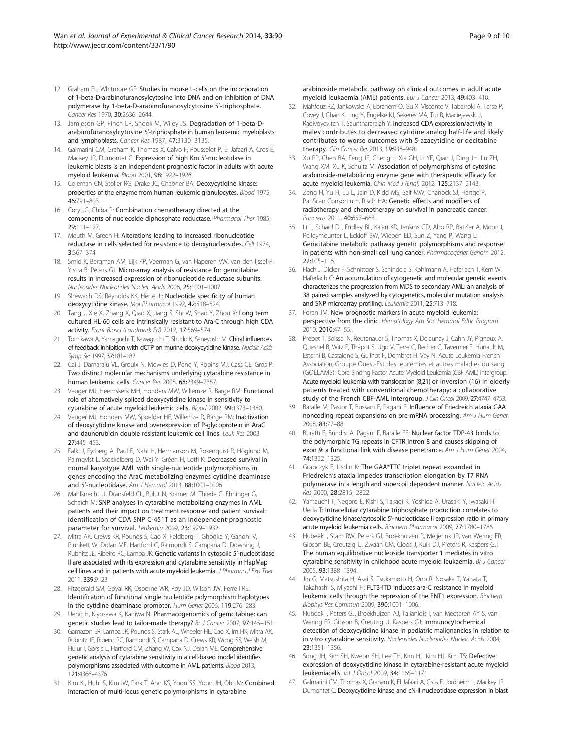12. Graham FL, Whitmore GF: Studies in mouse L-cells on the incorporation of 1-beta-D-arabinofuranosylcytosine into DNA and on inhibition of DNA polymerase by 1-beta-D-arabinofuranosylcytosine 5′-triphosphate. *Cancer Res* 1970, 30:2636–2644.
13. Jamieson GP, Finch LR, Snook M, Wiley JS: Degradation of 1-beta-D-arabinofuranosylcytosine 5′-triphosphate in human leukemic myeloblasts and lymphoblasts. *Cancer Res* 1987, 47:3130–3135.
14. Galmarini CM, Graham K, Thomas X, Calvo F, Rousselot P, El Jafaari A, Cros E, Mackey JR, Dumontet C: Expression of high Km 5′-nucleotidase in leukemic blasts is an independent prognostic factor in adults with acute myeloid leukemia. *Blood* 2001, 98:1922–1926.
15. Coleman CN, Stoller RG, Drake JC, Chabner BA: Deoxycytidine kinase: properties of the enzyme from human leukemic granulocytes. *Blood* 1975, 46:791–803.
16. Cory JG, Chiba P: Combination chemotherapy directed at the components of nucleoside diphosphate reductase. *Pharmacol Ther* 1985, 29:111–127.
17. Meuth M, Green H: Alterations leading to increased ribonucleotide reductase in cells selected for resistance to deoxynucleosides. *Cell* 1974, 3:367–374.
18. Smid K, Bergman AM, Eijk PP, Veerman G, van Haperen VW, van den Ijssel P, Ylstra B, Peters GJ: Micro-array analysis of resistance for gemcitabine results in increased expression of ribonucleotide reductase subunits. *Nucleosides Nucleotides Nucleic Acids* 2006, 25:1001–1007.
19. Shewach DS, Reynolds KK, Hertel L: Nucleotide specificity of human deoxycytidine kinase. *Mol Pharmacol* 1992, 42:518–524.
20. Tang J, Xie X, Zhang X, Qiao X, Jiang S, Shi W, Shao Y, Zhou X: Long term cultured HL-60 cells are intrinsically resistant to Ara-C through high CDA activity. *Front Biosci (Landmark Ed)* 2012, 17:569–574.
21. Tomikawa A, Yamaguchi T, Kawaguchi T, Shudo K, Saneyoshi M: Chiral influences of feedback inhibition with dCTP on murine deoxycytidine kinase. *Nucleic Acids Symp Ser* 1997, 37:181–182.
22. Cai J, Damaraju VL, Groulx N, Mowles D, Peng Y, Robins MJ, Cass CE, Gros P: Two distinct molecular mechanisms underlying cytarabine resistance in human leukemic cells. *Cancer Res* 2008, 68:2349–2357.
23. Veuger MJ, Heemskerk MH, Honders MW, Willemze R, Barge RM: Functional role of alternatively spliced deoxycytidine kinase in sensitivity to cytarabine of acute myeloid leukemic cells. *Blood* 2002, 99:1373–1380.
24. Veuger MJ, Honders MW, Spoelder HE, Willemze R, Barge RM: Inactivation of deoxycytidine kinase and overexpression of P-glycoprotein in AraC and daunorubicin double resistant leukemic cell lines. *Leuk Res* 2003, 27:445–453.
25. Falk IJ, Fyrberg A, Paul E, Nahi H, Hermanson M, Rosenquist R, Höglund M, Palmqvist L, Stockelberg D, Wei Y, Gréen H, Lotfi K: Decreased survival in normal karyotype AML with single-nucleotide polymorphisms in genes encoding the AraC metabolizing enzymes cytidine deaminase and 5′-nucleotidase. *Am J Hematol* 2013, 88:1001–1006.
26. Mahlknecht U, Dransfeld CL, Bulut N, Kramer M, Thiede C, Ehninger G, Schaich M: SNP analyses in cytarabine metabolizing enzymes in AML patients and their impact on treatment response and patient survival: identification of CDA SNP C-451T as an independent prognostic parameter for survival. *Leukemia* 2009, 23:1929–1932.
27. Mitra AK, Crews KR, Pounds S, Cao X, Feldberg T, Ghodke Y, Gandhi V, Plunkett W, Dolan ME, Hartford C, Raimondi S, Campana D, Downing J, Rubnitz JE, Ribeiro RC, Lamba JK: Genetic variants in cytosolic 5′-nucleotidase II are associated with its expression and cytarabine sensitivity in HapMap cell lines and in patients with acute myeloid leukemia. *J Pharmacol Exp Ther* 2011, 339:9–23.
28. Fitzgerald SM, Goyal RK, Osborne WR, Roy JD, Wilson JW, Ferrell RE: Identification of functional single nucleotide polymorphism haplotypes in the cytidine deaminase promoter. *Hum Genet* 2006, 119:276–283.
29. Ueno H, Kiyosawa K, Kaniwa N: Pharmacogenomics of gemcitabine: can genetic studies lead to tailor-made therapy? *Br J Cancer* 2007, 97:145–151.
30. Gamazon ER, Lamba JK, Pounds S, Stark AL, Wheeler HE, Cao X, Im HK, Mitra AK, Rubnitz JE, Ribeiro RC, Raimondi S, Campana D, Crews KR, Wong SS, Welsh M, Hulur I, Gorsic L, Hartford CM, Zhang W, Cox NJ, Dolan ME: Comprehensive genetic analysis of cytarabine sensitivity in a cell-based model identifies polymorphisms associated with outcome in AML patients. *Blood* 2013, 121:4366–4376.
31. Kim KI, Huh IS, Kim IW, Park T, Ahn KS, Yoon SS, Yoon JH, Oh JM: Combined interaction of multi-locus genetic polymorphisms in cytarabine arabinoside metabolic pathway on clinical outcomes in adult acute myeloid leukaemia (AML) patients. *Eur J Cancer* 2013, 49:403–410.
32. Mahfouz RZ, Jankowska A, Ebrahem Q, Gu X, Visconte V, Tabarroki A, Terse P, Covey J, Chan K, Ling Y, Engelke KJ, Sekeres MA, Tiu R, Maciejewski J, Radivoyevitch T, Saunthararajah Y: Increased CDA expression/activity in males contributes to decreased cytidine analog half-life and likely contributes to worse outcomes with 5-azacytidine or decitabine therapy. *Clin Cancer Res* 2013, 19:938–948.
33. Xu PP, Chen BA, Feng JF, Cheng L, Xia GH, Li YF, Qian J, Ding JH, Lu ZH, Wang XM, Xu K, Schultz M: Association of polymorphisms of cytosine arabinoside-metabolizing enzyme gene with therapeutic efficacy for acute myeloid leukemia. *Chin Med J (Engl)* 2012, 125:2137–2143.
34. Zeng H, Yu H, Lu L, Jain D, Kidd MS, Saif MW, Chanock SJ, Hartge P, PanScan Consortium, Risch HA: Genetic effects and modifiers of radiotherapy and chemotherapy on survival in pancreatic cancer. *Pancreas* 2011, 40:657–663.
35. Li L, Schaid DJ, Fridley BL, Kalari KR, Jenkins GD, Abo RP, Batzler A, Moon I, Pelleymounter L, Eckloff BW, Wieben ED, Sun Z, Yang P, Wang L: Gemcitabine metabolic pathway genetic polymorphisms and response in patients with non-small cell lung cancer. *Pharmacogenet Genom* 2012, 22:105–116.
36. Flach J, Dicker F, Schnittger S, Schindela S, Kohlmann A, Haferlach T, Kern W, Haferlach C: An accumulation of cytogenetic and molecular genetic events characterizes the progression from MDS to secondary AML: an analysis of 38 paired samples analyzed by cytogenetics, molecular mutation analysis and SNP microarray profiling. *Leukemia* 2011, 25:713–718.
37. Foran JM: New prognostic markers in acute myeloid leukemia: perspective from the clinic. *Hematology Am Soc Hematol Educ Program* 2010, 2010:47–55.
38. Prébet T, Boissel N, Reutenauer S, Thomas X, Delaunay J, Cahn JY, Pigneux A, Quesnel B, Witz F, Thépot S, Ugo V, Terre C, Recher C, Tavernier E, Hunault M, Esterni B, Castaigne S, Guilhot F, Dombret H, Vey N, Acute Leukemia French Association; Groupe Ouest-Est des leucémies et autres maladies du sang (GOELAMS); Core Binding Factor Acute Myeloid Leukemia (CBF AML) intergroup: Acute myeloid leukemia with translocation (8;21) or inversion (16) in elderly patients treated with conventional chemotherapy: a collaborative study of the French CBF-AML intergroup. *J Clin Oncol* 2009, 27:4747–4753.
39. Baralle M, Pastor T, Bussani E, Pagani F: Influence of Friedreich ataxia GAA noncoding repeat expansions on pre-mRNA processing. *Am J Hum Genet* 2008, 83:77–88.
40. Buratti E, Brindisi A, Pagani F, Baralle FE: Nuclear factor TDP-43 binds to the polymorphic TG repeats in CFTR intron 8 and causes skipping of exon 9: a functional link with disease penetrance. *Am J Hum Genet* 2004, 74:1322–1325.
41. Grabczyk E, Usdin K: The GAA*TTC triplet repeat expanded in Friedreich's ataxia impedes transcription elongation by T7 RNA polymerase in a length and supercoil dependent manner. *Nucleic Acids Res* 2000, 28:2815–2822.
42. Yamauchi T, Negoro E, Kishi S, Takagi K, Yoshida A, Urasaki Y, Iwasaki H, Ueda T: Intracellular cytarabine triphosphate production correlates to deoxycytidine kinase/cytosolic 5′-nucleotidase II expression ratio in primary acute myeloid leukemia cells. *Biochem Pharmacol* 2009, 77:1780–1786.
43. Hubeek I, Stam RW, Peters GJ, Broekhuizen R, Meijerink JP, van Wering ER, Gibson BE, Creutzig U, Zwaan CM, Cloos J, Kuik DJ, Pieters R, Kaspers GJ: The human equilibrative nucleoside transporter 1 mediates in vitro cytarabine sensitivity in childhood acute myeloid leukaemia. *Br J Cancer* 2005, 93:1388–1394.
44. Jin G, Matsushita H, Asai S, Tsukamoto H, Ono R, Nosaka T, Yahata T, Takahashi S, Miyachi H: FLT3-ITD induces ara-C resistance in myeloid leukemic cells through the repression of the ENT1 expression. *Biochem Biophys Res Commun* 2009, 390:1001–1006.
45. Hubeek I, Peters GJ, Broekhuizen AJ, Talianidis I, van Meeteren AY S, van Wering ER, Gibson B, Creutzig U, Kaspers GJ: Immunocytochemical detection of deoxycytidine kinase in pediatric malignancies in relation to in vitro cytarabine sensitivity. *Nucleosides Nucleotides Nucleic Acids* 2004, 23:1351–1356.
46. Song JH, Kim SH, Kweon SH, Lee TH, Kim HJ, Kim HJ, Kim TS: Defective expression of deoxycytidine kinase in cytarabine-resistant acute myeloid leukemiacells. *Int J Oncol* 2009, 34:1165–1171.
47. Galmarini CM, Thomas X, Graham K, El Jafaari A, Cros E, Jordheim L, Mackey JR, Dumontet C: Deoxycytidine kinase and cN-II nucleotidase expression in blast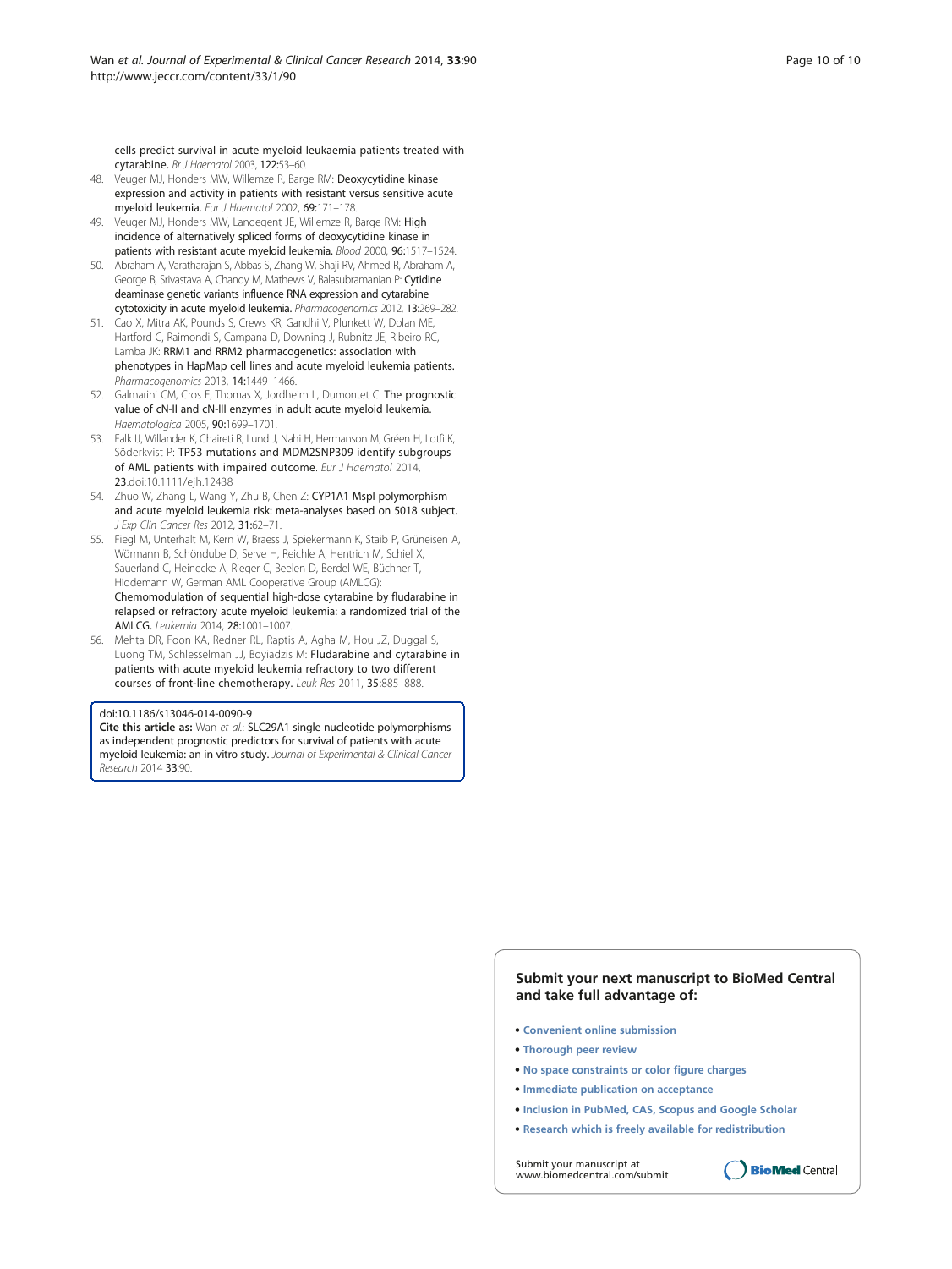cells predict survival in acute myeloid leukaemia patients treated with cytarabine. *Br J Haematol* 2003, **122:**53–60.

48. Veuger MJ, Honders MW, Willemze R, Barge RM: **Deoxycytidine kinase expression and activity in patients with resistant versus sensitive acute myeloid leukemia.** *Eur J Haematol* 2002, **69:**171–178.
49. Veuger MJ, Honders MW, Landegent JE, Willemze R, Barge RM: **High incidence of alternatively spliced forms of deoxycytidine kinase in patients with resistant acute myeloid leukemia.** *Blood* 2000, **96:**1517–1524.
50. Abraham A, Varatharajan S, Abbas S, Zhang W, Shaji RV, Ahmed R, Abraham A, George B, Srivastava A, Chandy M, Mathews V, Balasubramanian P: **Cytidine deaminase genetic variants influence RNA expression and cytarabine cytotoxicity in acute myeloid leukemia.** *Pharmacogenomics* 2012, **13:**269–282.
51. Cao X, Mitra AK, Pounds S, Crews KR, Gandhi V, Plunkett W, Dolan ME, Hartford C, Raimondi S, Campana D, Downing J, Rubnitz JE, Ribeiro RC, Lamba JK: **RRM1 and RRM2 pharmacogenetics: association with phenotypes in HapMap cell lines and acute myeloid leukemia patients.** *Pharmacogenomics* 2013, **14:**1449–1466.
52. Galmarini CM, Cros E, Thomas X, Jordheim L, Dumontet C: **The prognostic value of cN-II and cN-III enzymes in adult acute myeloid leukemia.** *Haematologica* 2005, **90:**1699–1701.
53. Falk IJ, Willander K, Chaireti R, Lund J, Nahi H, Hermanson M, Gréen H, Lotfi K, Söderkvist P: **TP53 mutations and MDM2SNP309 identify subgroups of AML patients with impaired outcome**. *Eur J Haematol* 2014, **23**.doi:10.1111/ejh.12438
54. Zhuo W, Zhang L, Wang Y, Zhu B, Chen Z: **CYP1A1 MspI polymorphism and acute myeloid leukemia risk: meta-analyses based on 5018 subject.** *J Exp Clin Cancer Res* 2012, **31:**62–71.
55. Fiegl M, Unterhalt M, Kern W, Braess J, Spiekermann K, Staib P, Grüneisen A, Wörmann B, Schöndube D, Serve H, Reichle A, Hentrich M, Schiel X, Sauerland C, Heinecke A, Rieger C, Beelen D, Berdel WE, Büchner T, Hiddemann W, German AML Cooperative Group (AMLCG): **Chemomodulation of sequential high-dose cytarabine by fludarabine in relapsed or refractory acute myeloid leukemia: a randomized trial of the AMLCG.** *Leukemia* 2014, **28:**1001–1007.
56. Mehta DR, Foon KA, Redner RL, Raptis A, Agha M, Hou JZ, Duggal S, Luong TM, Schlesselman JJ, Boyiadzis M: **Fludarabine and cytarabine in patients with acute myeloid leukemia refractory to two different courses of front-line chemotherapy.** *Leuk Res* 2011, **35:**885–888.

doi:10.1186/s13046-014-0090-9
**Cite this article as:** Wan *et al.*: SLC29A1 single nucleotide polymorphisms as independent prognostic predictors for survival of patients with acute myeloid leukemia: an in vitro study. *Journal of Experimental & Clinical Cancer Research* 2014 **33**:90.

**Submit your next manuscript to BioMed Central and take full advantage of:**

- **Convenient online submission**
- **Thorough peer review**
- **No space constraints or color figure charges**
- **Immediate publication on acceptance**
- **Inclusion in PubMed, CAS, Scopus and Google Scholar**
- **Research which is freely available for redistribution**

Submit your manuscript at
www.biomedcentral.com/submit

BioMed Central